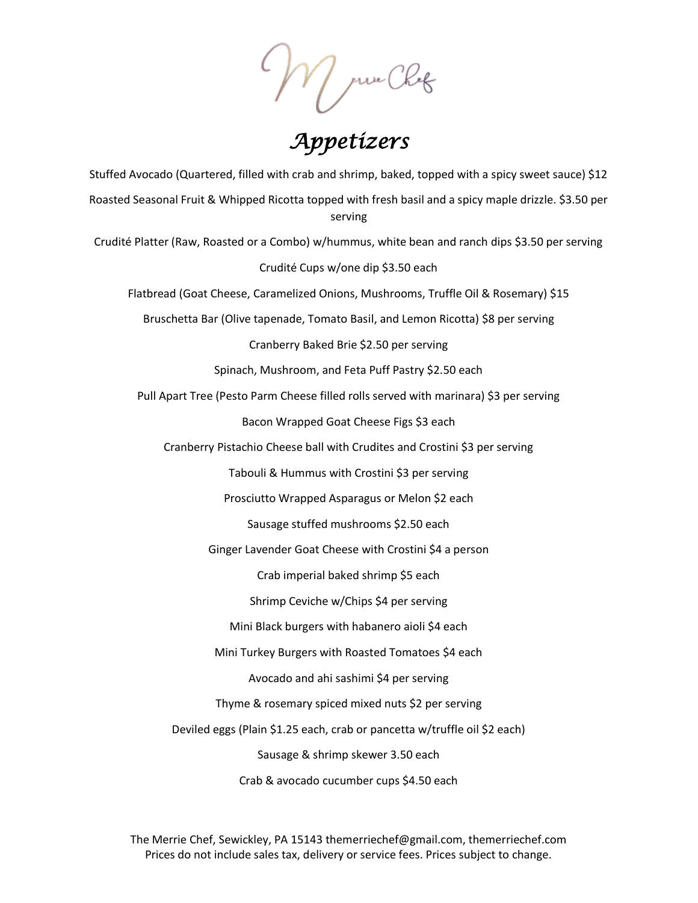Merrie Chef

# *Appetizers*

Stuffed Avocado (Quartered, filled with crab and shrimp, baked, topped with a spicy sweet sauce) $12

Roasted Seasonal Fruit & Whipped Ricotta topped with fresh basil and a spicy maple drizzle. $3.50 per serving

Crudité Platter (Raw, Roasted or a Combo) w/hummus, white bean and ranch dips $3.50 per serving

Crudité Cups w/one dip $3.50 each

Flatbread (Goat Cheese, Caramelized Onions, Mushrooms, Truffle Oil & Rosemary) $15

Bruschetta Bar (Olive tapenade, Tomato Basil, and Lemon Ricotta) $8 per serving

Cranberry Baked Brie $2.50 per serving

Spinach, Mushroom, and Feta Puff Pastry $2.50 each

Pull Apart Tree (Pesto Parm Cheese filled rolls served with marinara) $3 per serving

Bacon Wrapped Goat Cheese Figs $3 each

Cranberry Pistachio Cheese ball with Crudites and Crostini $3 per serving

Tabouli & Hummus with Crostini $3 per serving

Prosciutto Wrapped Asparagus or Melon $2 each

Sausage stuffed mushrooms $2.50 each

Ginger Lavender Goat Cheese with Crostini $4 a person

Crab imperial baked shrimp $5 each

Shrimp Ceviche w/Chips $4 per serving

Mini Black burgers with habanero aioli $4 each

Mini Turkey Burgers with Roasted Tomatoes $4 each

Avocado and ahi sashimi $4 per serving

Thyme & rosemary spiced mixed nuts $2 per serving

Deviled eggs (Plain $1.25 each, crab or pancetta w/truffle oil $2 each)

Sausage & shrimp skewer 3.50 each

Crab & avocado cucumber cups $4.50 each

The Merrie Chef, Sewickley, PA 15143 themerriechef@gmail.com, themerriechef.com
Prices do not include sales tax, delivery or service fees. Prices subject to change.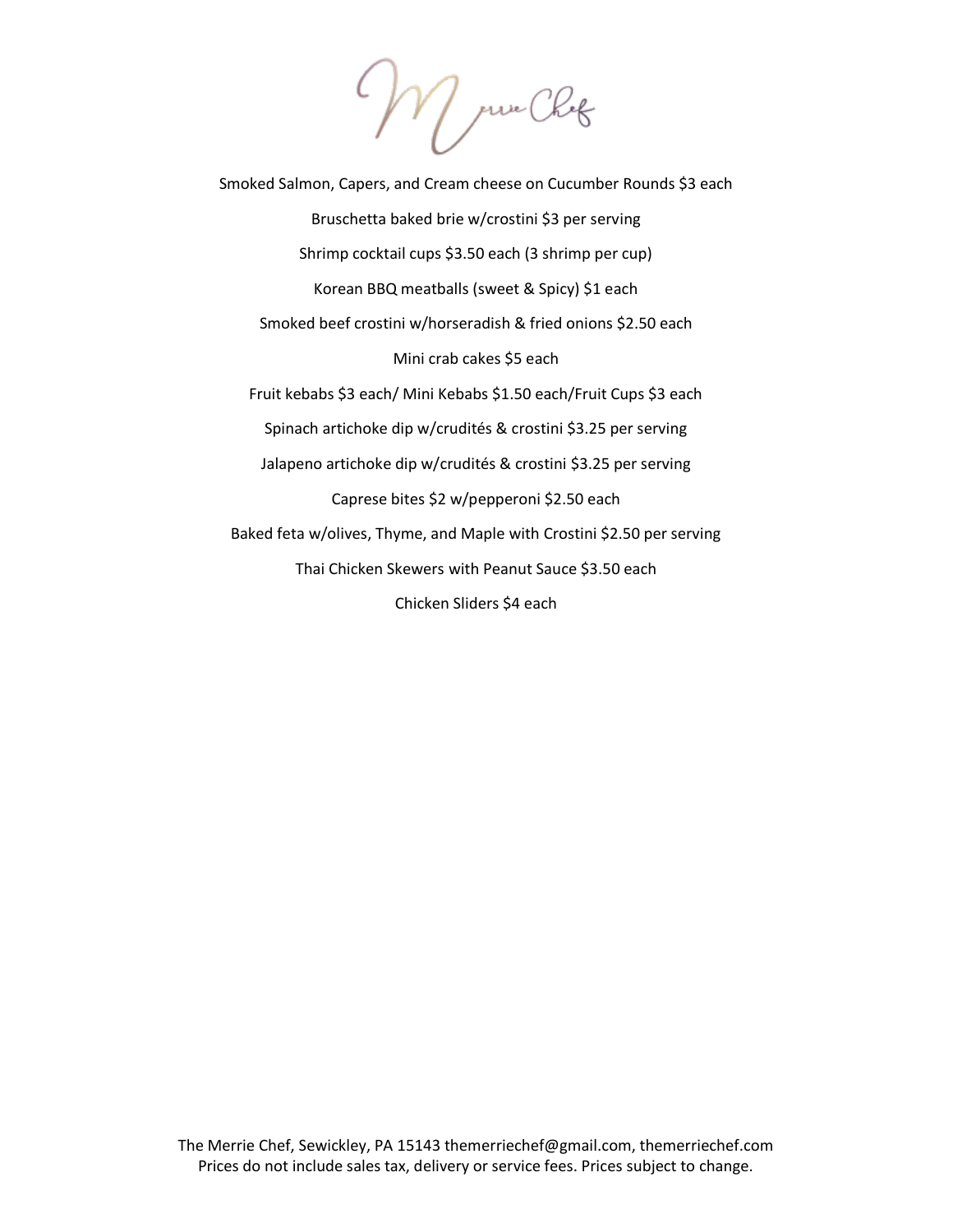Smoked Salmon, Capers, and Cream cheese on Cucumber Rounds $3 each

Bruschetta baked brie w/crostini $3 per serving

Shrimp cocktail cups $3.50 each (3 shrimp per cup)

Korean BBQ meatballs (sweet & Spicy) $1 each

Smoked beef crostini w/horseradish & fried onions $2.50 each

Mini crab cakes $5 each

Fruit kebabs $3 each/ Mini Kebabs $1.50 each/Fruit Cups $3 each

Spinach artichoke dip w/crudités & crostini $3.25 per serving

Jalapeno artichoke dip w/crudités & crostini $3.25 per serving

Caprese bites $2 w/pepperoni $2.50 each

Baked feta w/olives, Thyme, and Maple with Crostini $2.50 per serving

Thai Chicken Skewers with Peanut Sauce $3.50 each

Chicken Sliders $4 each

The Merrie Chef, Sewickley, PA 15143 themerriechef@gmail.com, themerriechef.com
Prices do not include sales tax, delivery or service fees. Prices subject to change.